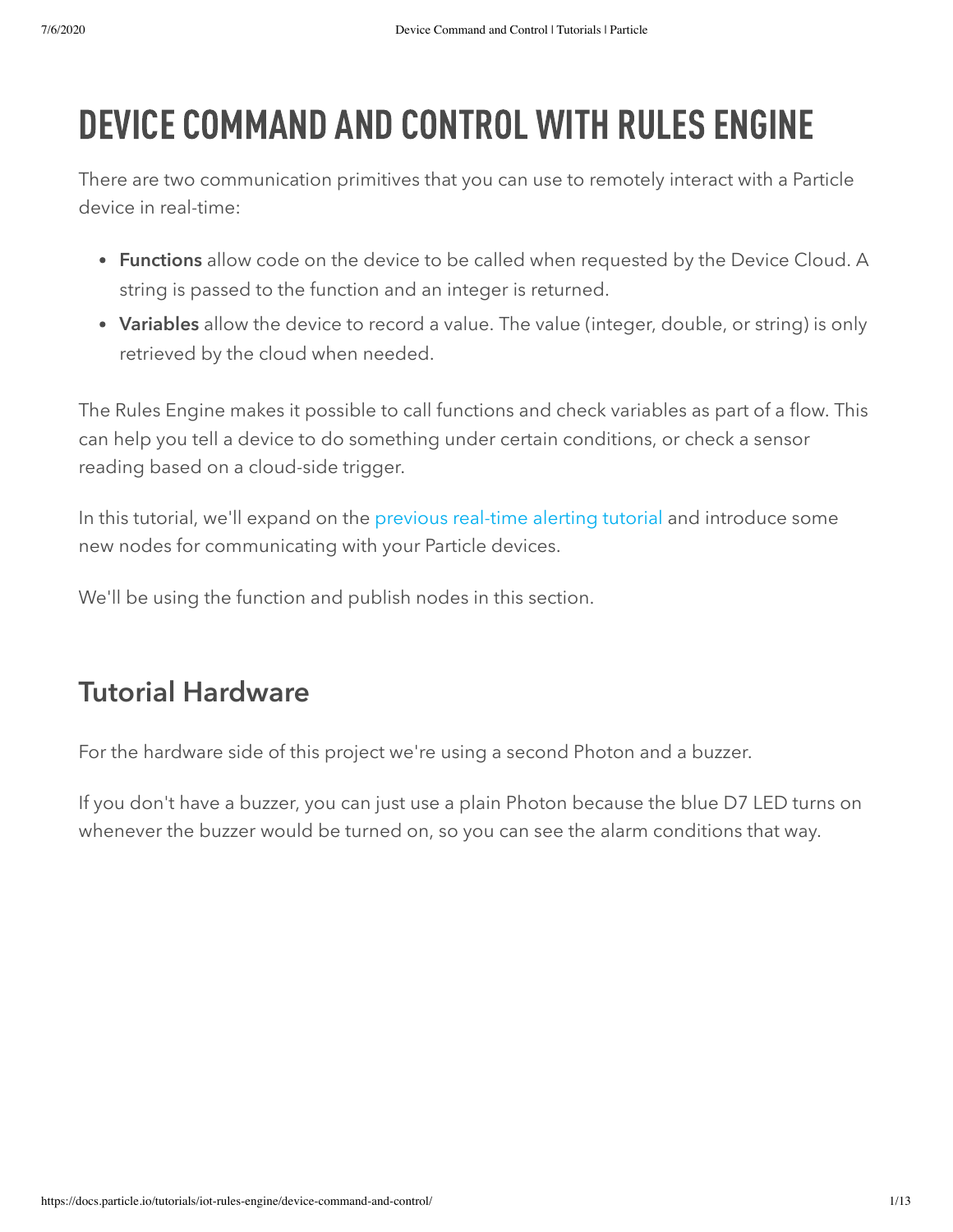# DEVICE COMMAND AND CONTROL WITH RULES ENGINE

There are two communication primitives that you can use to remotely interact with a Particle device in real-time:

- **Functions** allow code on the device to be called when requested by the Device Cloud. A string is passed to the function and an integer is returned.
- **Variables** allow the device to record a value. The value (integer, double, or string) is only retrieved by the cloud when needed.

The Rules Engine makes it possible to call functions and check variables as part of a flow. This can help you tell a device to do something under certain conditions, or check a sensor reading based on a cloud-side trigger.

In this tutorial, we'll expand on the previous real-time alerting tutorial and introduce some new nodes for communicating with your Particle devices.

We'll be using the function and publish nodes in this section.

## Tutorial Hardware

For the hardware side of this project we're using a second Photon and a buzzer.

If you don't have a buzzer, you can just use a plain Photon because the blue D7 LED turns on whenever the buzzer would be turned on, so you can see the alarm conditions that way.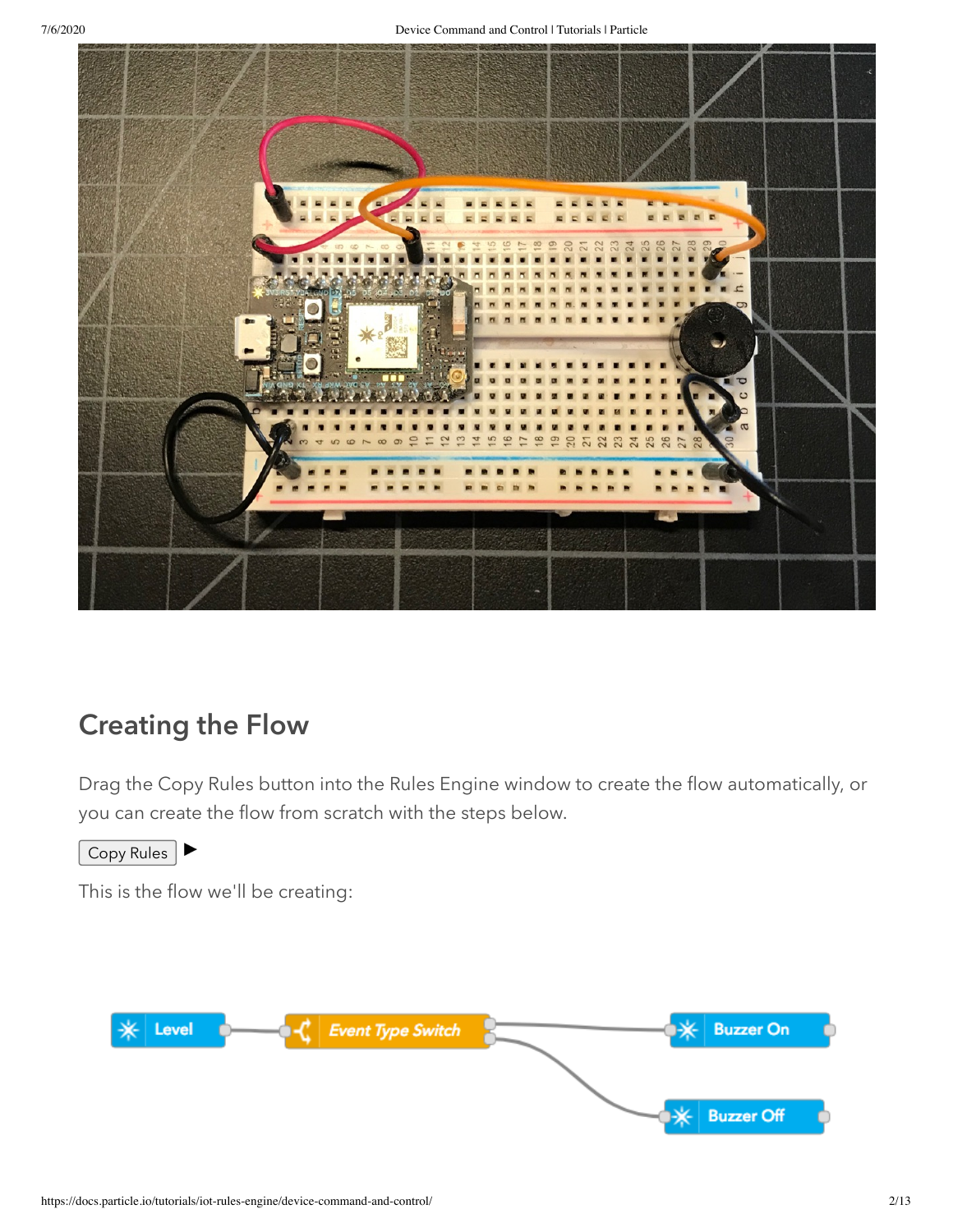## Creating the Flow

Drag the Copy Rules button into the Rules Engine window to create the flow automatically, or you can create the flow from scratch with the steps below.

Copy Rules ▶

This is the flow we'll be creating: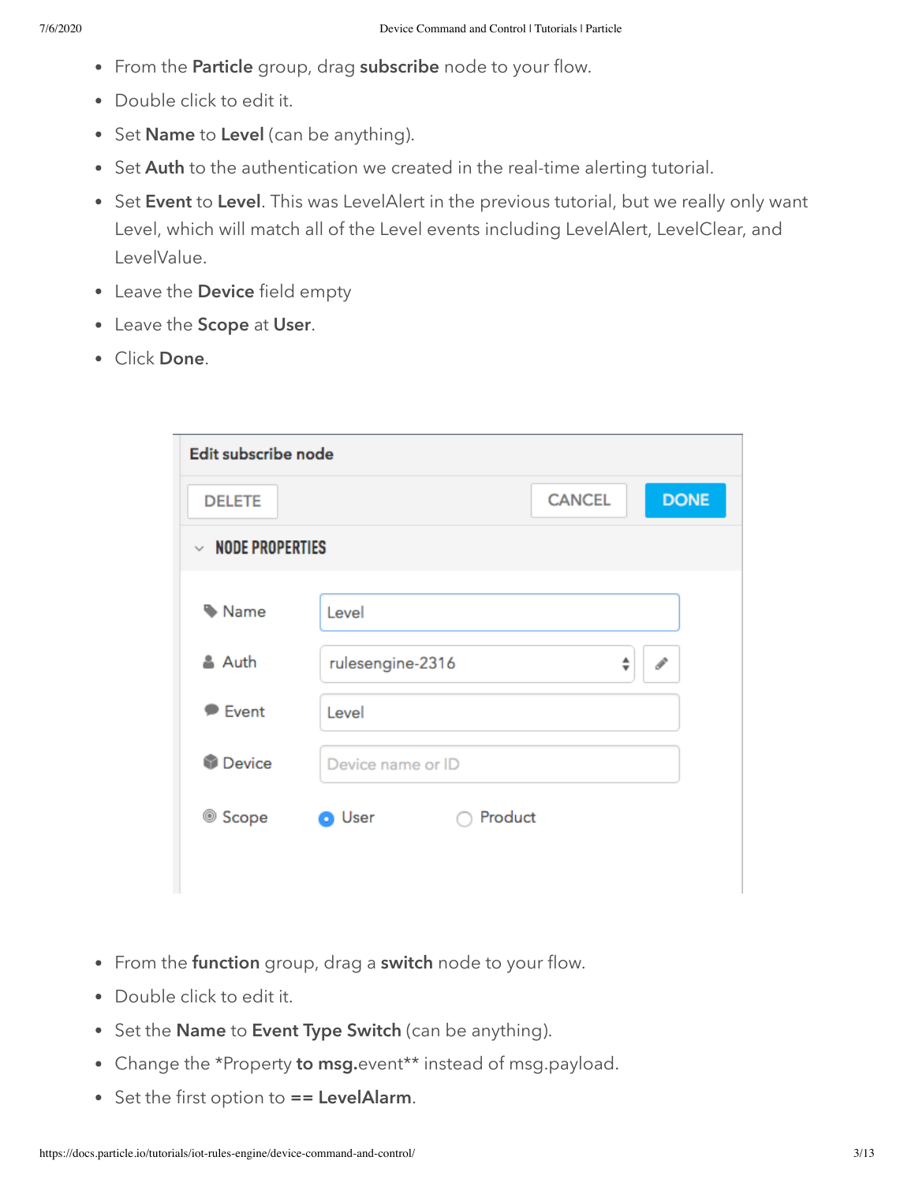- From the **Particle** group, drag **subscribe** node to your flow.
- Double click to edit it.
- Set **Name** to **Level** (can be anything).
- Set **Auth** to the authentication we created in the real-time alerting tutorial.
- Set **Event** to **Level**. This was LevelAlert in the previous tutorial, but we really only want Level, which will match all of the Level events including LevelAlert, LevelClear, and LevelValue.
- Leave the **Device** field empty
- Leave the **Scope** at **User**.
- Click **Done**.

**Edit subscribe node**

DELETE | CANCEL | DONE

NODE PROPERTIES

| | |
|---|---|
| Name | Level |
| Auth | rulesengine-2316 |
| Event | Level |
| Device | Device name or ID |
| Scope | (•) User ( ) Product |

- From the **function** group, drag a **switch** node to your flow.
- Double click to edit it.
- Set the **Name** to **Event Type Switch** (can be anything).
- Change the *Property **to msg.**event** instead of msg.payload.
- Set the first option to **== LevelAlarm**.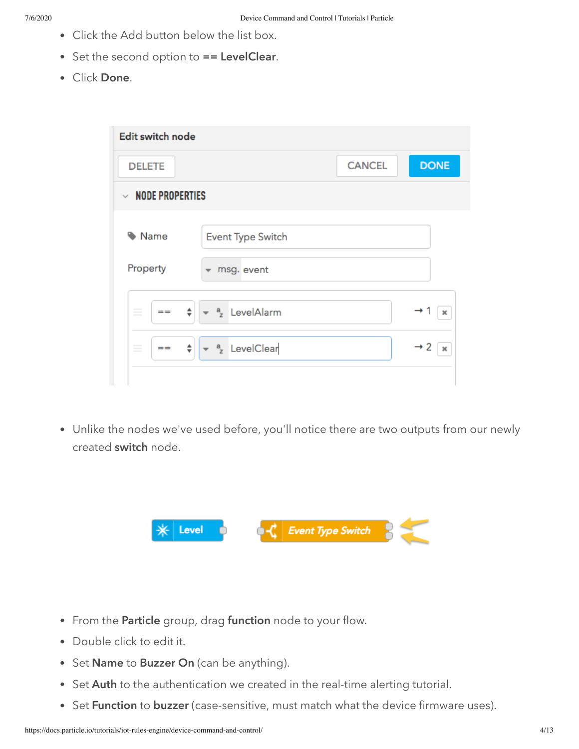- Click the Add button below the list box.
- Set the second option to **== LevelClear**.
- Click **Done**.

- Unlike the nodes we've used before, you'll notice there are two outputs from our newly created **switch** node.

- From the **Particle** group, drag **function** node to your flow.
- Double click to edit it.
- Set **Name** to **Buzzer On** (can be anything).
- Set **Auth** to the authentication we created in the real-time alerting tutorial.
- Set **Function** to **buzzer** (case-sensitive, must match what the device firmware uses).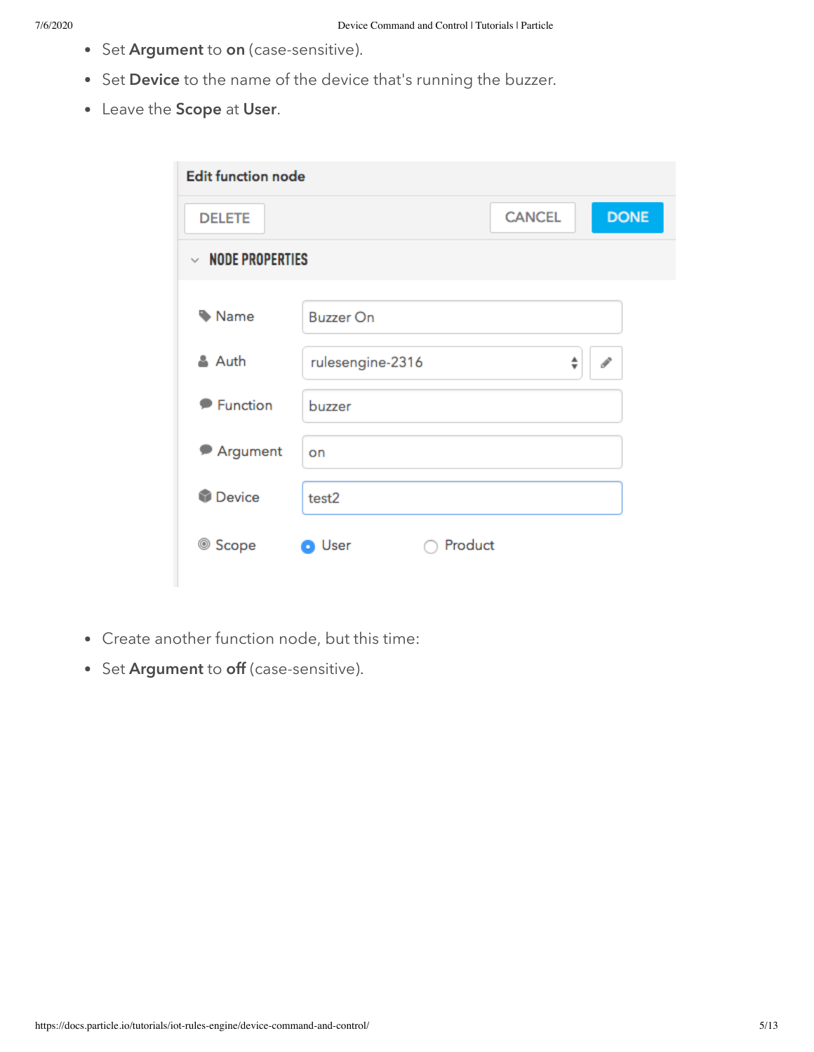- Set **Argument** to **on** (case-sensitive).
- Set **Device** to the name of the device that's running the buzzer.
- Leave the **Scope** at **User**.

**Edit function node**

DELETE | CANCEL | DONE

**NODE PROPERTIES**

| Property | Value |
| --- | --- |
| Name | Buzzer On |
| Auth | rulesengine-2316 |
| Function | buzzer |
| Argument | on |
| Device | test2 |
| Scope | (●) User ( ) Product |

- Create another function node, but this time:
- Set **Argument** to **off** (case-sensitive).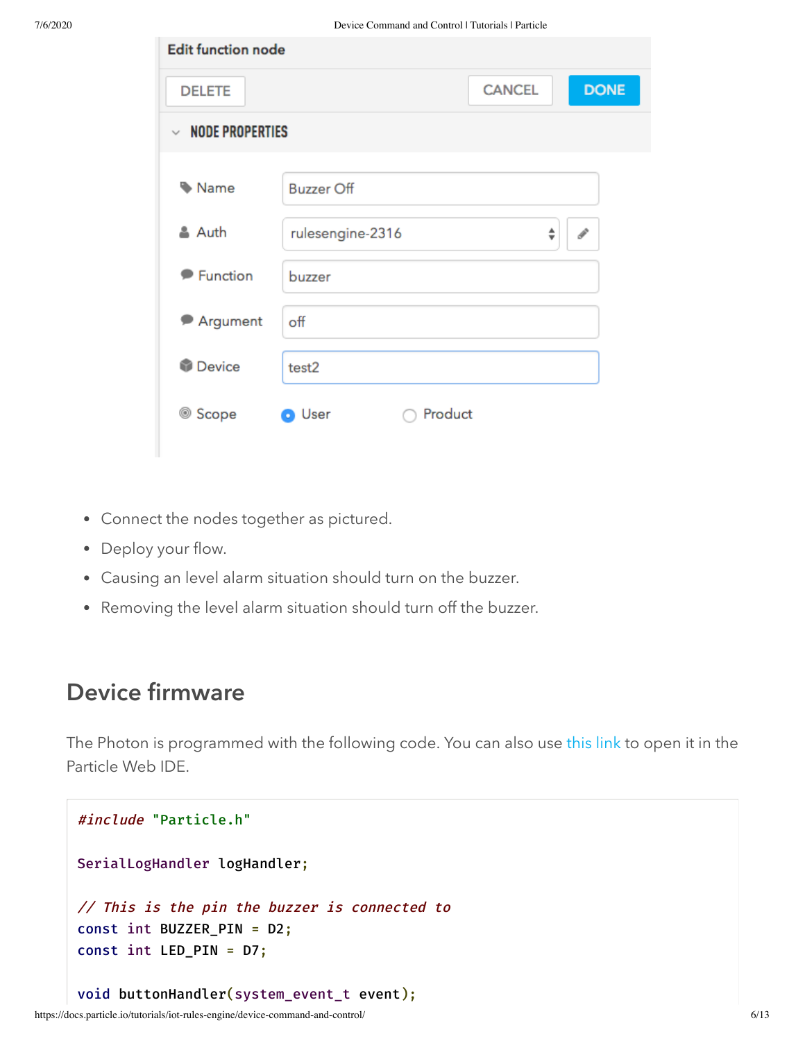**Edit function node**

DELETE | CANCEL | DONE

**NODE PROPERTIES**

| | |
|---|---|
| Name | Buzzer Off |
| Auth | rulesengine-2316 |
| Function | buzzer |
| Argument | off |
| Device | test2 |
| Scope | (•) User ( ) Product |

- Connect the nodes together as pictured.
- Deploy your flow.
- Causing an level alarm situation should turn on the buzzer.
- Removing the level alarm situation should turn off the buzzer.

## Device firmware

The Photon is programmed with the following code. You can also use this link to open it in the Particle Web IDE.

```
#include "Particle.h"

SerialLogHandler logHandler;

// This is the pin the buzzer is connected to
const int BUZZER_PIN = D2;
const int LED_PIN = D7;

void buttonHandler(system_event_t event);
```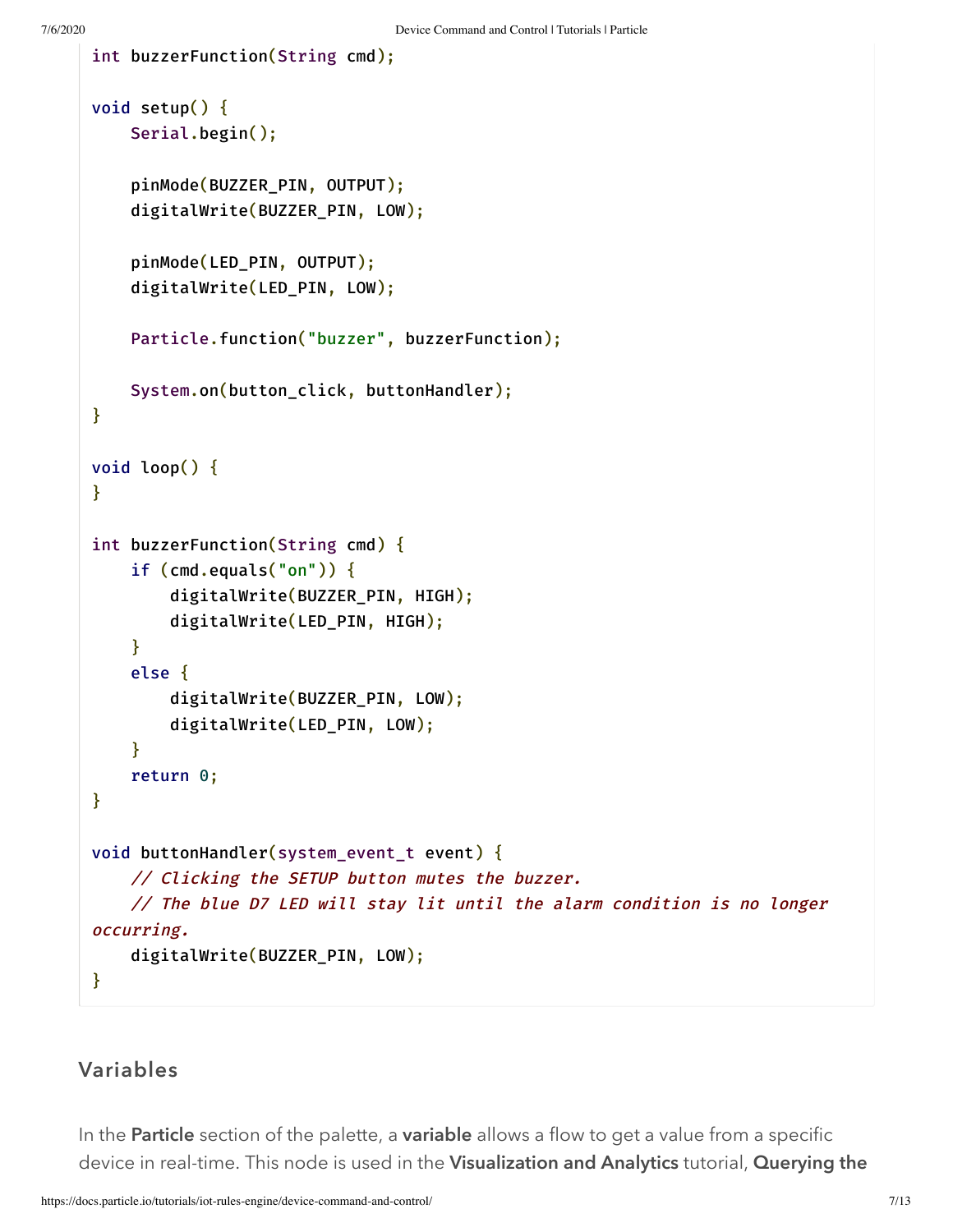```
int buzzerFunction(String cmd);

void setup() {
    Serial.begin();

    pinMode(BUZZER_PIN, OUTPUT);
    digitalWrite(BUZZER_PIN, LOW);

    pinMode(LED_PIN, OUTPUT);
    digitalWrite(LED_PIN, LOW);

    Particle.function("buzzer", buzzerFunction);

    System.on(button_click, buttonHandler);
}

void loop() {
}

int buzzerFunction(String cmd) {
    if (cmd.equals("on")) {
        digitalWrite(BUZZER_PIN, HIGH);
        digitalWrite(LED_PIN, HIGH);
    }
    else {
        digitalWrite(BUZZER_PIN, LOW);
        digitalWrite(LED_PIN, LOW);
    }
    return 0;
}

void buttonHandler(system_event_t event) {
    // Clicking the SETUP button mutes the buzzer.
    // The blue D7 LED will stay lit until the alarm condition is no longer occurring.
    digitalWrite(BUZZER_PIN, LOW);
}
```

## Variables

In the **Particle** section of the palette, a **variable** allows a flow to get a value from a specific device in real-time. This node is used in the **Visualization and Analytics** tutorial, **Querying the**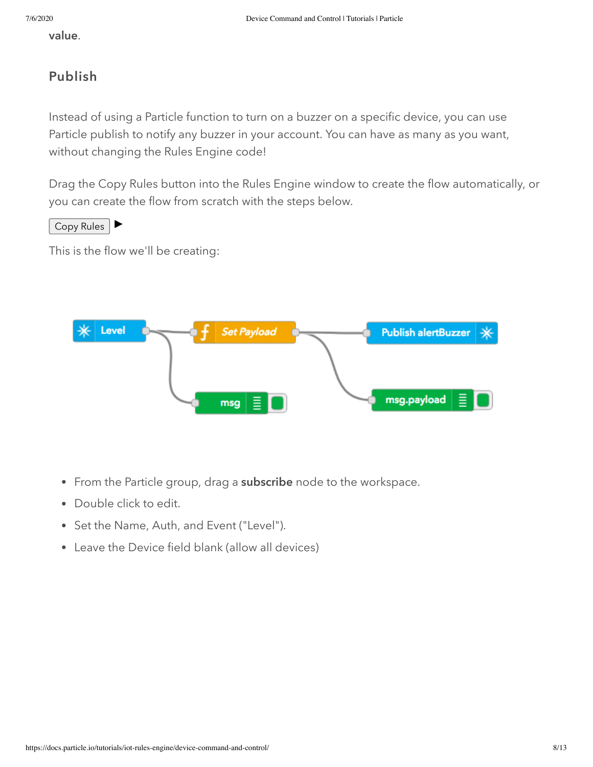value.

### Publish

Instead of using a Particle function to turn on a buzzer on a specific device, you can use Particle publish to notify any buzzer in your account. You can have as many as you want, without changing the Rules Engine code!

Drag the Copy Rules button into the Rules Engine window to create the flow automatically, or you can create the flow from scratch with the steps below.

Copy Rules ▶

This is the flow we'll be creating:

- From the Particle group, drag a **subscribe** node to the workspace.
- Double click to edit.
- Set the Name, Auth, and Event ("Level").
- Leave the Device field blank (allow all devices)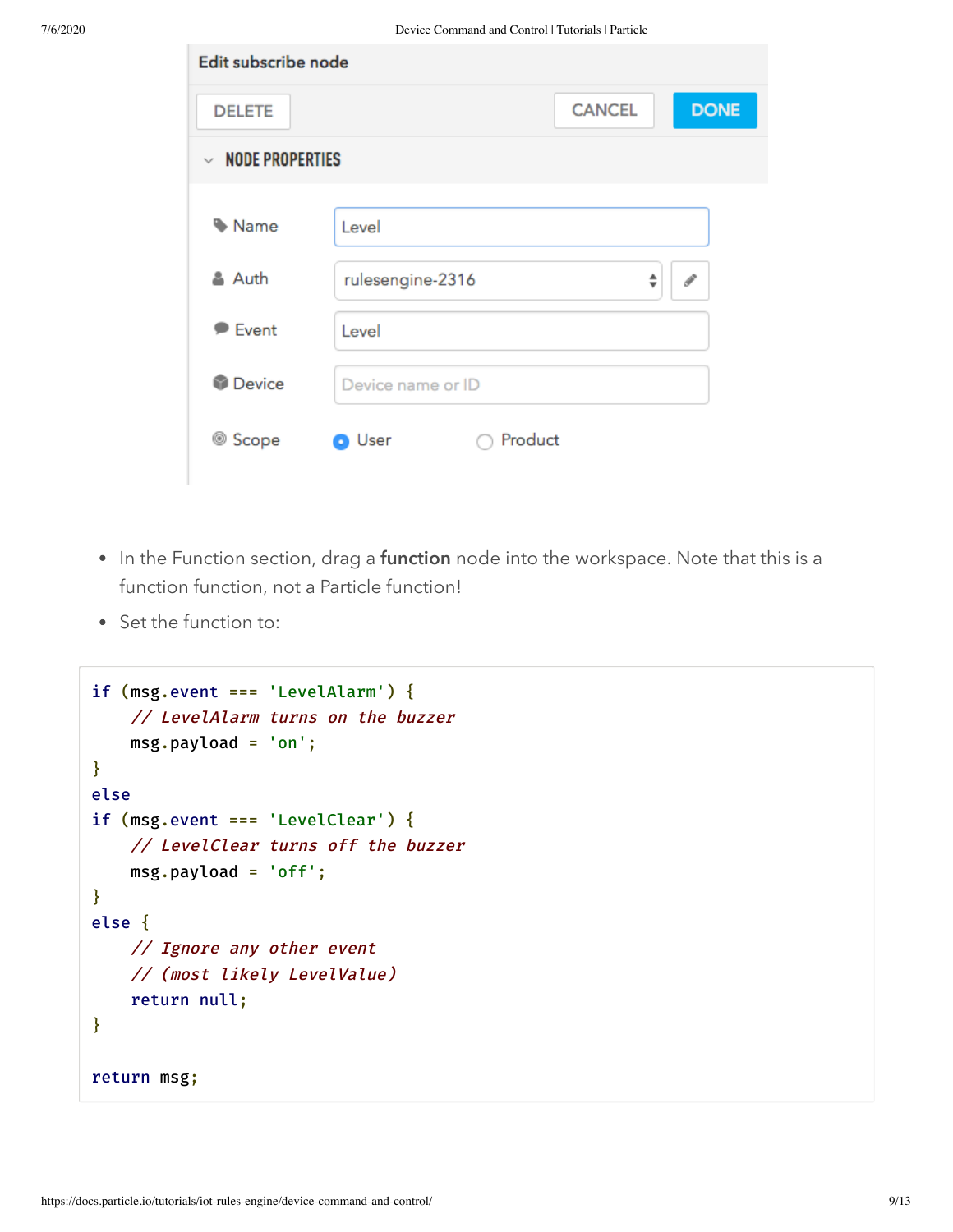**Edit subscribe node**

DELETE | CANCEL | DONE

**NODE PROPERTIES**

| | |
|---|---|
| Name | Level |
| Auth | rulesengine-2316 |
| Event | Level |
| Device | Device name or ID |
| Scope | (•) User ( ) Product |

- In the Function section, drag a **function** node into the workspace. Note that this is a function function, not a Particle function!
- Set the function to:

```
if (msg.event === 'LevelAlarm') {
    // LevelAlarm turns on the buzzer
    msg.payload = 'on';
}
else
if (msg.event === 'LevelClear') {
    // LevelClear turns off the buzzer
    msg.payload = 'off';
}
else {
    // Ignore any other event
    // (most likely LevelValue)
    return null;
}

return msg;
```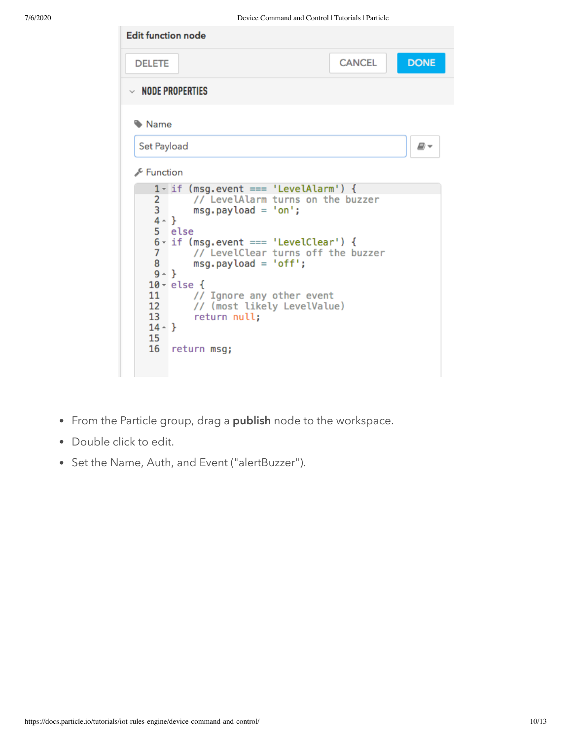Edit function node

DELETE CANCEL DONE

NODE PROPERTIES

Name

Set Payload

Function

```
if (msg.event === 'LevelAlarm') {
    // LevelAlarm turns on the buzzer
    msg.payload = 'on';
}
else
if (msg.event === 'LevelClear') {
    // LevelClear turns off the buzzer
    msg.payload = 'off';
}
else {
    // Ignore any other event
    // (most likely LevelValue)
    return null;
}

return msg;
```

- From the Particle group, drag a **publish** node to the workspace.
- Double click to edit.
- Set the Name, Auth, and Event ("alertBuzzer").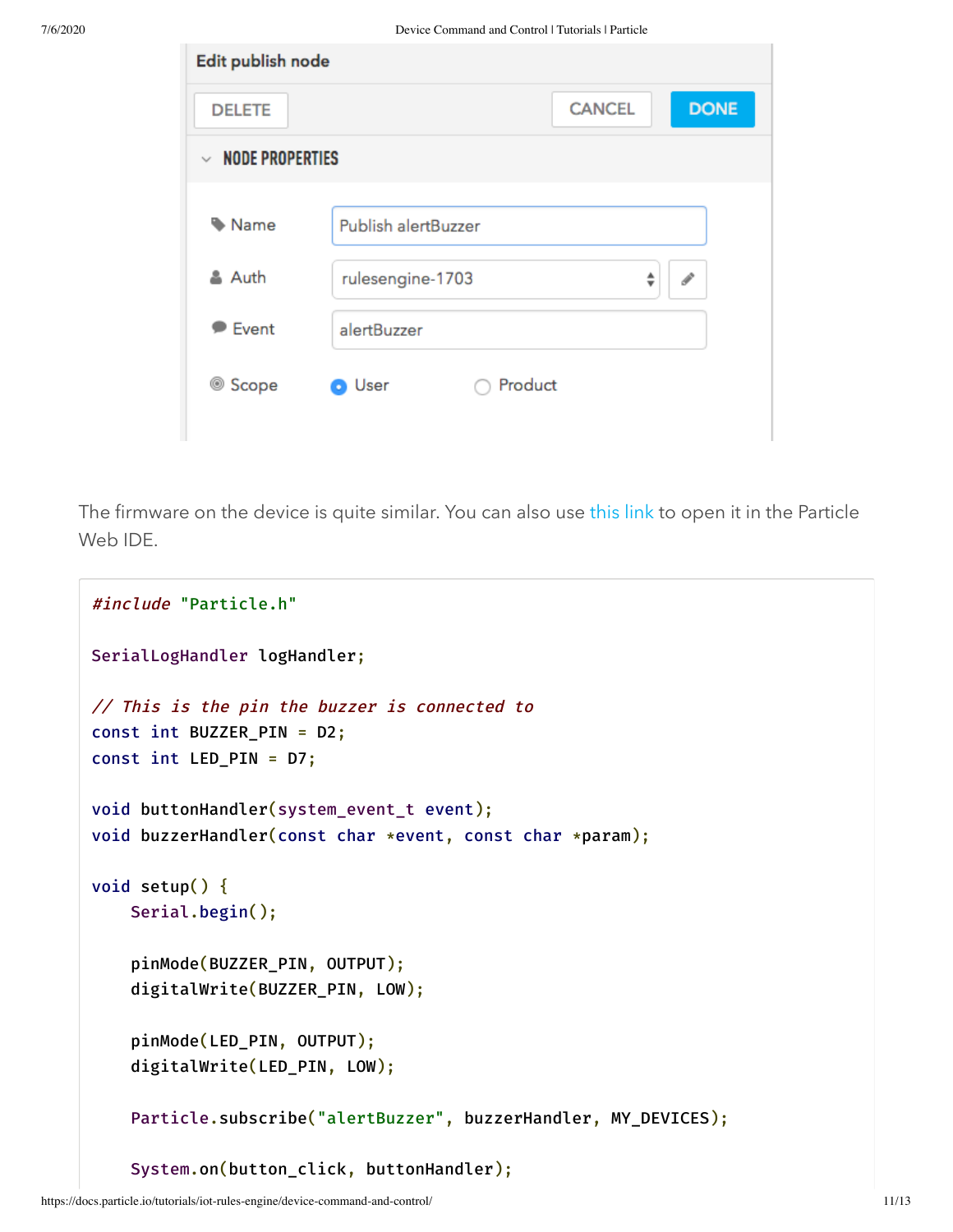Edit publish node

DELETE | CANCEL | DONE

NODE PROPERTIES

| | |
|---|---|
| Name | Publish alertBuzzer |
| Auth | rulesengine-1703 |
| Event | alertBuzzer |
| Scope | (•) User ( ) Product |

The firmware on the device is quite similar. You can also use this link to open it in the Particle Web IDE.

```
#include "Particle.h"

SerialLogHandler logHandler;

// This is the pin the buzzer is connected to
const int BUZZER_PIN = D2;
const int LED_PIN = D7;

void buttonHandler(system_event_t event);
void buzzerHandler(const char *event, const char *param);

void setup() {
    Serial.begin();

    pinMode(BUZZER_PIN, OUTPUT);
    digitalWrite(BUZZER_PIN, LOW);

    pinMode(LED_PIN, OUTPUT);
    digitalWrite(LED_PIN, LOW);

    Particle.subscribe("alertBuzzer", buzzerHandler, MY_DEVICES);

    System.on(button_click, buttonHandler);
```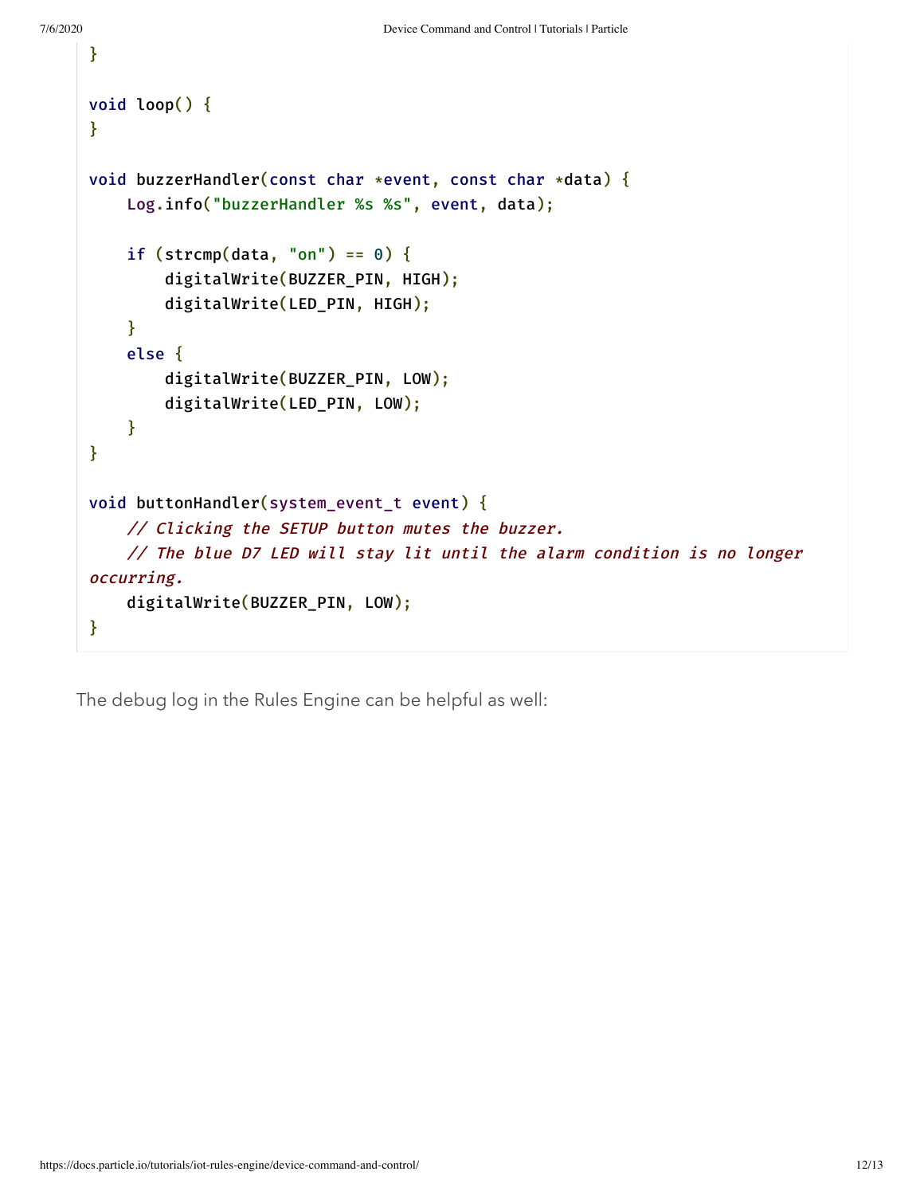```
}

void loop() {
}

void buzzerHandler(const char *event, const char *data) {
    Log.info("buzzerHandler %s %s", event, data);

    if (strcmp(data, "on") == 0) {
        digitalWrite(BUZZER_PIN, HIGH);
        digitalWrite(LED_PIN, HIGH);
    }
    else {
        digitalWrite(BUZZER_PIN, LOW);
        digitalWrite(LED_PIN, LOW);
    }
}

void buttonHandler(system_event_t event) {
    // Clicking the SETUP button mutes the buzzer.
    // The blue D7 LED will stay lit until the alarm condition is no longer occurring.
    digitalWrite(BUZZER_PIN, LOW);
}
```

The debug log in the Rules Engine can be helpful as well: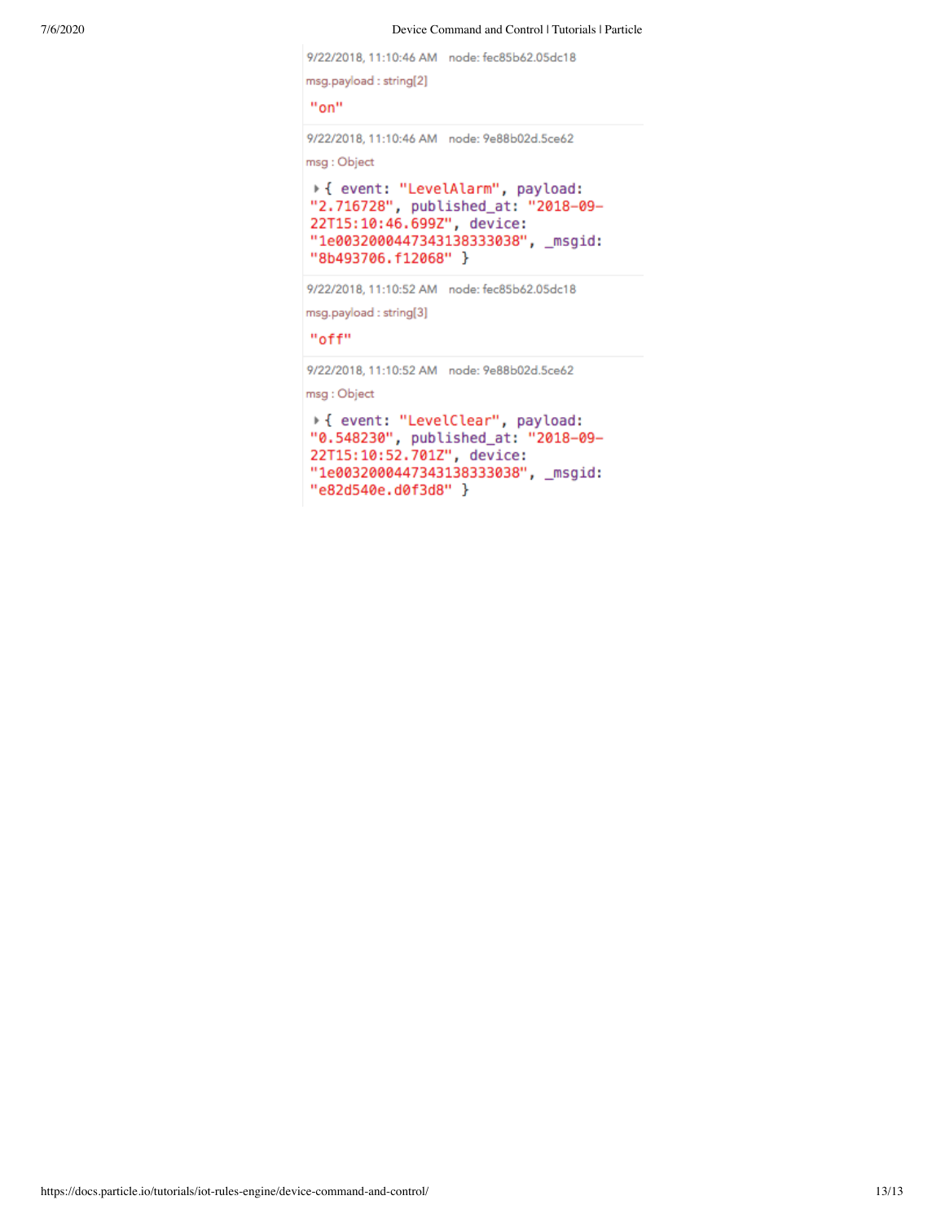9/22/2018, 11:10:46 AM node: fec85b62.05dc18

msg.payload : string[2]

```
"on"
```

9/22/2018, 11:10:46 AM node: 9e88b02d.5ce62

msg : Object

```
▸{ event: "LevelAlarm", payload:
"2.716728", published_at: "2018-09-
22T15:10:46.699Z", device:
"1e0032000447343138333038", _msgid:
"8b493706.f12068" }
```

9/22/2018, 11:10:52 AM node: fec85b62.05dc18

msg.payload : string[3]

```
"off"
```

9/22/2018, 11:10:52 AM node: 9e88b02d.5ce62

msg : Object

```
▸{ event: "LevelClear", payload:
"0.548230", published_at: "2018-09-
22T15:10:52.701Z", device:
"1e0032000447343138333038", _msgid:
"e82d540e.d0f3d8" }
```